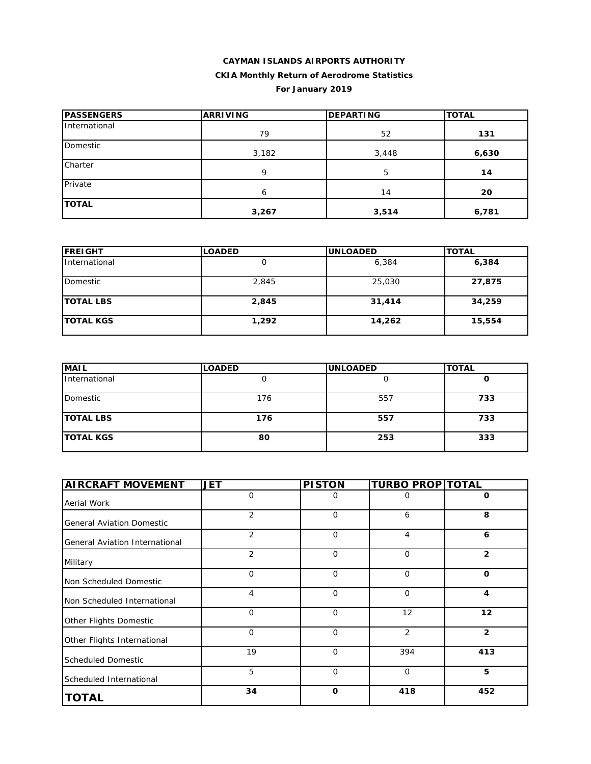**CAYMAN ISLANDS AIRPORTS AUTHORITY**

**CKIA Monthly Return of Aerodrome Statistics**

**For January 2019**

| PASSENGERS | ARRIVING | DEPARTING | TOTAL |
|---|---|---|---|
| International | 79 | 52 | **131** |
| Domestic | 3,182 | 3,448 | **6,630** |
| Charter | 9 | 5 | **14** |
| Private | 6 | 14 | **20** |
| **TOTAL** | **3,267** | **3,514** | **6,781** |

| FREIGHT | LOADED | UNLOADED | TOTAL |
|---|---|---|---|
| International | 0 | 6,384 | **6,384** |
| Domestic | 2,845 | 25,030 | **27,875** |
| **TOTAL LBS** | **2,845** | **31,414** | **34,259** |
| **TOTAL KGS** | **1,292** | **14,262** | **15,554** |

| MAIL | LOADED | UNLOADED | TOTAL |
|---|---|---|---|
| International | 0 | 0 | **0** |
| Domestic | 176 | 557 | **733** |
| **TOTAL LBS** | **176** | **557** | **733** |
| **TOTAL KGS** | **80** | **253** | **333** |

| AIRCRAFT MOVEMENT | JET | PISTON | TURBO PROP | TOTAL |
|---|---|---|---|---|
| Aerial Work | 0 | 0 | 0 | **0** |
| General Aviation Domestic | 2 | 0 | 6 | **8** |
| General Aviation International | 2 | 0 | 4 | **6** |
| Military | 2 | 0 | 0 | **2** |
| Non Scheduled Domestic | 0 | 0 | 0 | **0** |
| Non Scheduled International | 4 | 0 | 0 | **4** |
| Other Flights Domestic | 0 | 0 | 12 | **12** |
| Other Flights International | 0 | 0 | 2 | **2** |
| Scheduled Domestic | 19 | 0 | 394 | **413** |
| Scheduled International | 5 | 0 | 0 | **5** |
| **TOTAL** | **34** | **0** | **418** | **452** |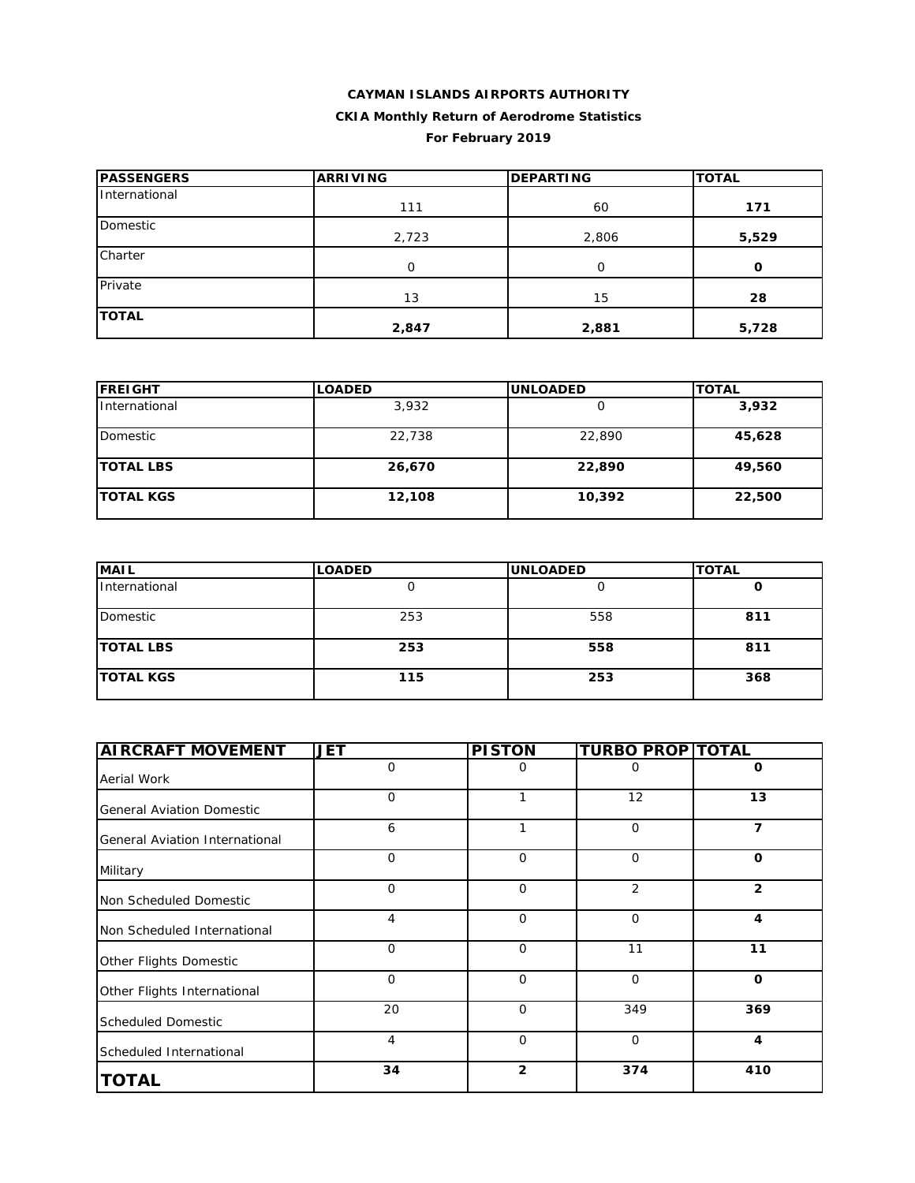**CAYMAN ISLANDS AIRPORTS AUTHORITY**

**CKIA Monthly Return of Aerodrome Statistics**

**For February 2019**

| PASSENGERS | ARRIVING | DEPARTING | TOTAL |
|---|---|---|---|
| International | 111 | 60 | **171** |
| Domestic | 2,723 | 2,806 | **5,529** |
| Charter | 0 | 0 | **0** |
| Private | 13 | 15 | **28** |
| **TOTAL** | **2,847** | **2,881** | **5,728** |

| FREIGHT | LOADED | UNLOADED | TOTAL |
|---|---|---|---|
| International | 3,932 | 0 | **3,932** |
| Domestic | 22,738 | 22,890 | **45,628** |
| **TOTAL LBS** | **26,670** | **22,890** | **49,560** |
| **TOTAL KGS** | **12,108** | **10,392** | **22,500** |

| MAIL | LOADED | UNLOADED | TOTAL |
|---|---|---|---|
| International | 0 | 0 | **0** |
| Domestic | 253 | 558 | **811** |
| **TOTAL LBS** | **253** | **558** | **811** |
| **TOTAL KGS** | **115** | **253** | **368** |

| AIRCRAFT MOVEMENT | JET | PISTON | TURBO PROP | TOTAL |
|---|---|---|---|---|
| Aerial Work | 0 | 0 | 0 | **0** |
| General Aviation Domestic | 0 | 1 | 12 | **13** |
| General Aviation International | 6 | 1 | 0 | **7** |
| Military | 0 | 0 | 0 | **0** |
| Non Scheduled Domestic | 0 | 0 | 2 | **2** |
| Non Scheduled International | 4 | 0 | 0 | **4** |
| Other Flights Domestic | 0 | 0 | 11 | **11** |
| Other Flights International | 0 | 0 | 0 | **0** |
| Scheduled Domestic | 20 | 0 | 349 | **369** |
| Scheduled International | 4 | 0 | 0 | **4** |
| **TOTAL** | **34** | **2** | **374** | **410** |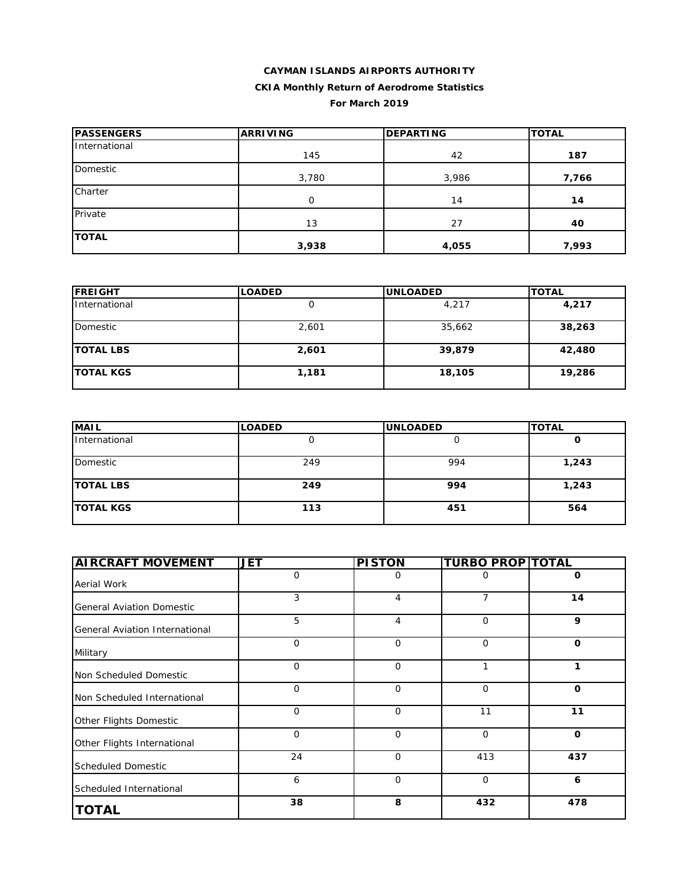**CAYMAN ISLANDS AIRPORTS AUTHORITY**

**CKIA Monthly Return of Aerodrome Statistics**

**For March 2019**

| PASSENGERS | ARRIVING | DEPARTING | TOTAL |
|---|---|---|---|
| International | 145 | 42 | **187** |
| Domestic | 3,780 | 3,986 | **7,766** |
| Charter | 0 | 14 | **14** |
| Private | 13 | 27 | **40** |
| **TOTAL** | **3,938** | **4,055** | **7,993** |

| FREIGHT | LOADED | UNLOADED | TOTAL |
|---|---|---|---|
| International | 0 | 4,217 | **4,217** |
| Domestic | 2,601 | 35,662 | **38,263** |
| **TOTAL LBS** | **2,601** | **39,879** | **42,480** |
| **TOTAL KGS** | **1,181** | **18,105** | **19,286** |

| MAIL | LOADED | UNLOADED | TOTAL |
|---|---|---|---|
| International | 0 | 0 | **0** |
| Domestic | 249 | 994 | **1,243** |
| **TOTAL LBS** | **249** | **994** | **1,243** |
| **TOTAL KGS** | **113** | **451** | **564** |

| AIRCRAFT MOVEMENT | JET | PISTON | TURBO PROP | TOTAL |
|---|---|---|---|---|
| Aerial Work | 0 | 0 | 0 | **0** |
| General Aviation Domestic | 3 | 4 | 7 | **14** |
| General Aviation International | 5 | 4 | 0 | **9** |
| Military | 0 | 0 | 0 | **0** |
| Non Scheduled Domestic | 0 | 0 | 1 | **1** |
| Non Scheduled International | 0 | 0 | 0 | **0** |
| Other Flights Domestic | 0 | 0 | 11 | **11** |
| Other Flights International | 0 | 0 | 0 | **0** |
| Scheduled Domestic | 24 | 0 | 413 | **437** |
| Scheduled International | 6 | 0 | 0 | **6** |
| **TOTAL** | **38** | **8** | **432** | **478** |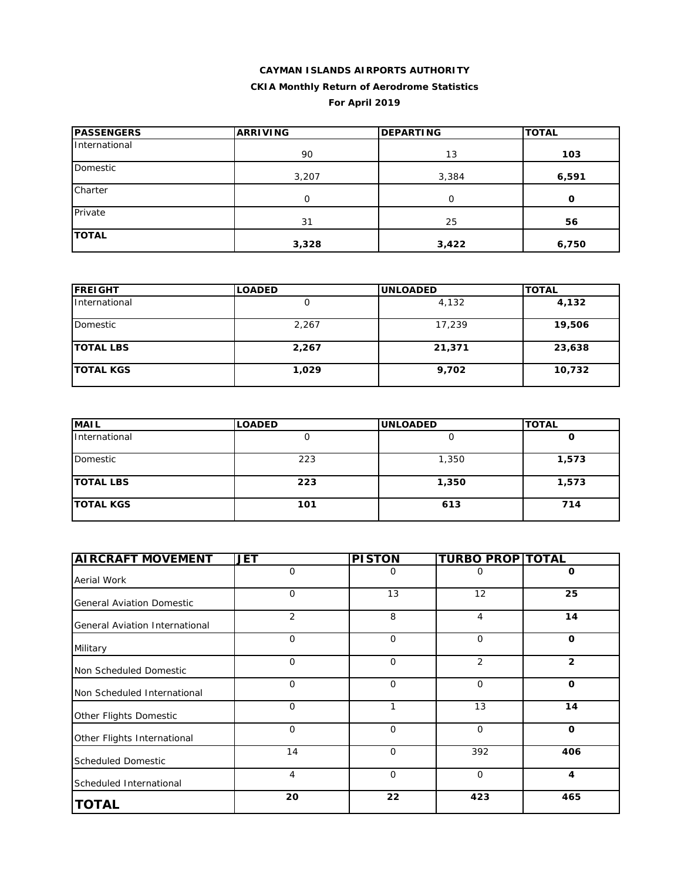**CAYMAN ISLANDS AIRPORTS AUTHORITY**

**CKIA Monthly Return of Aerodrome Statistics**

**For April 2019**

| PASSENGERS | ARRIVING | DEPARTING | TOTAL |
|---|---|---|---|
| International | 90 | 13 | **103** |
| Domestic | 3,207 | 3,384 | **6,591** |
| Charter | 0 | 0 | **0** |
| Private | 31 | 25 | **56** |
| **TOTAL** | **3,328** | **3,422** | **6,750** |

| FREIGHT | LOADED | UNLOADED | TOTAL |
|---|---|---|---|
| International | 0 | 4,132 | **4,132** |
| Domestic | 2,267 | 17,239 | **19,506** |
| **TOTAL LBS** | **2,267** | **21,371** | **23,638** |
| **TOTAL KGS** | **1,029** | **9,702** | **10,732** |

| MAIL | LOADED | UNLOADED | TOTAL |
|---|---|---|---|
| International | 0 | 0 | **0** |
| Domestic | 223 | 1,350 | **1,573** |
| **TOTAL LBS** | **223** | **1,350** | **1,573** |
| **TOTAL KGS** | **101** | **613** | **714** |

| AIRCRAFT MOVEMENT | JET | PISTON | TURBO PROP | TOTAL |
|---|---|---|---|---|
| Aerial Work | 0 | 0 | 0 | **0** |
| General Aviation Domestic | 0 | 13 | 12 | **25** |
| General Aviation International | 2 | 8 | 4 | **14** |
| Military | 0 | 0 | 0 | **0** |
| Non Scheduled Domestic | 0 | 0 | 2 | **2** |
| Non Scheduled International | 0 | 0 | 0 | **0** |
| Other Flights Domestic | 0 | 1 | 13 | **14** |
| Other Flights International | 0 | 0 | 0 | **0** |
| Scheduled Domestic | 14 | 0 | 392 | **406** |
| Scheduled International | 4 | 0 | 0 | **4** |
| **TOTAL** | **20** | **22** | **423** | **465** |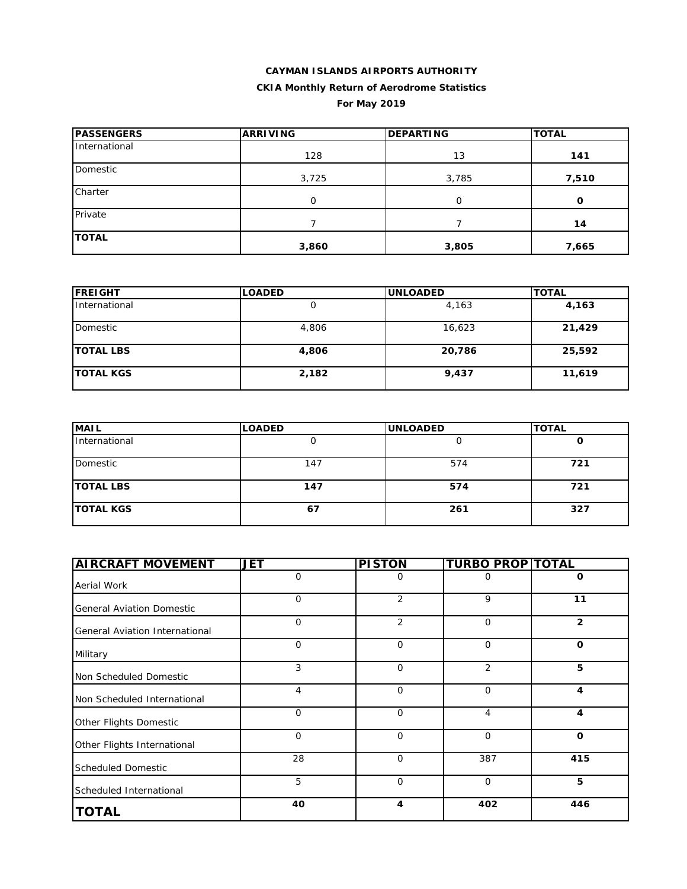**CAYMAN ISLANDS AIRPORTS AUTHORITY**

**CKIA Monthly Return of Aerodrome Statistics**

**For May 2019**

| PASSENGERS | ARRIVING | DEPARTING | TOTAL |
|---|---|---|---|
| International | 128 | 13 | **141** |
| Domestic | 3,725 | 3,785 | **7,510** |
| Charter | 0 | 0 | **0** |
| Private | 7 | 7 | **14** |
| **TOTAL** | **3,860** | **3,805** | **7,665** |

| FREIGHT | LOADED | UNLOADED | TOTAL |
|---|---|---|---|
| International | 0 | 4,163 | **4,163** |
| Domestic | 4,806 | 16,623 | **21,429** |
| **TOTAL LBS** | **4,806** | **20,786** | **25,592** |
| **TOTAL KGS** | **2,182** | **9,437** | **11,619** |

| MAIL | LOADED | UNLOADED | TOTAL |
|---|---|---|---|
| International | 0 | 0 | **0** |
| Domestic | 147 | 574 | **721** |
| **TOTAL LBS** | **147** | **574** | **721** |
| **TOTAL KGS** | **67** | **261** | **327** |

| AIRCRAFT MOVEMENT | JET | PISTON | TURBO PROP | TOTAL |
|---|---|---|---|---|
| Aerial Work | 0 | 0 | 0 | **0** |
| General Aviation Domestic | 0 | 2 | 9 | **11** |
| General Aviation International | 0 | 2 | 0 | **2** |
| Military | 0 | 0 | 0 | **0** |
| Non Scheduled Domestic | 3 | 0 | 2 | **5** |
| Non Scheduled International | 4 | 0 | 0 | **4** |
| Other Flights Domestic | 0 | 0 | 4 | **4** |
| Other Flights International | 0 | 0 | 0 | **0** |
| Scheduled Domestic | 28 | 0 | 387 | **415** |
| Scheduled International | 5 | 0 | 0 | **5** |
| **TOTAL** | **40** | **4** | **402** | **446** |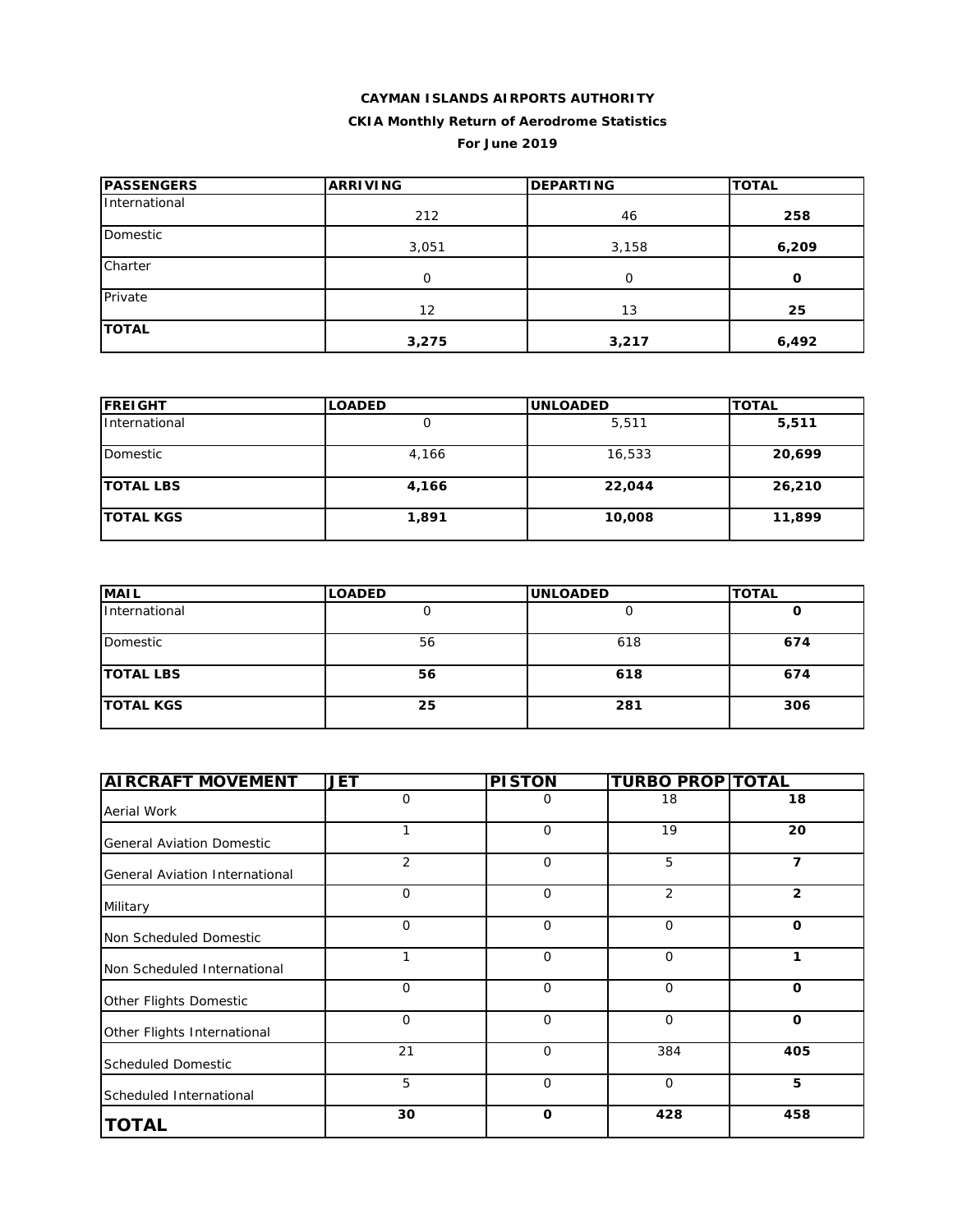**CAYMAN ISLANDS AIRPORTS AUTHORITY**

**CKIA Monthly Return of Aerodrome Statistics**

**For June 2019**

| PASSENGERS | ARRIVING | DEPARTING | TOTAL |
|---|---|---|---|
| International | 212 | 46 | **258** |
| Domestic | 3,051 | 3,158 | **6,209** |
| Charter | 0 | 0 | **0** |
| Private | 12 | 13 | **25** |
| **TOTAL** | **3,275** | **3,217** | **6,492** |

| FREIGHT | LOADED | UNLOADED | TOTAL |
|---|---|---|---|
| International | 0 | 5,511 | **5,511** |
| Domestic | 4,166 | 16,533 | **20,699** |
| **TOTAL LBS** | **4,166** | **22,044** | **26,210** |
| **TOTAL KGS** | **1,891** | **10,008** | **11,899** |

| MAIL | LOADED | UNLOADED | TOTAL |
|---|---|---|---|
| International | 0 | 0 | **0** |
| Domestic | 56 | 618 | **674** |
| **TOTAL LBS** | **56** | **618** | **674** |
| **TOTAL KGS** | **25** | **281** | **306** |

| AIRCRAFT MOVEMENT | JET | PISTON | TURBO PROP | TOTAL |
|---|---|---|---|---|
| Aerial Work | 0 | 0 | 18 | **18** |
| General Aviation Domestic | 1 | 0 | 19 | **20** |
| General Aviation International | 2 | 0 | 5 | **7** |
| Military | 0 | 0 | 2 | **2** |
| Non Scheduled Domestic | 0 | 0 | 0 | **0** |
| Non Scheduled International | 1 | 0 | 0 | **1** |
| Other Flights Domestic | 0 | 0 | 0 | **0** |
| Other Flights International | 0 | 0 | 0 | **0** |
| Scheduled Domestic | 21 | 0 | 384 | **405** |
| Scheduled International | 5 | 0 | 0 | **5** |
| **TOTAL** | **30** | **0** | **428** | **458** |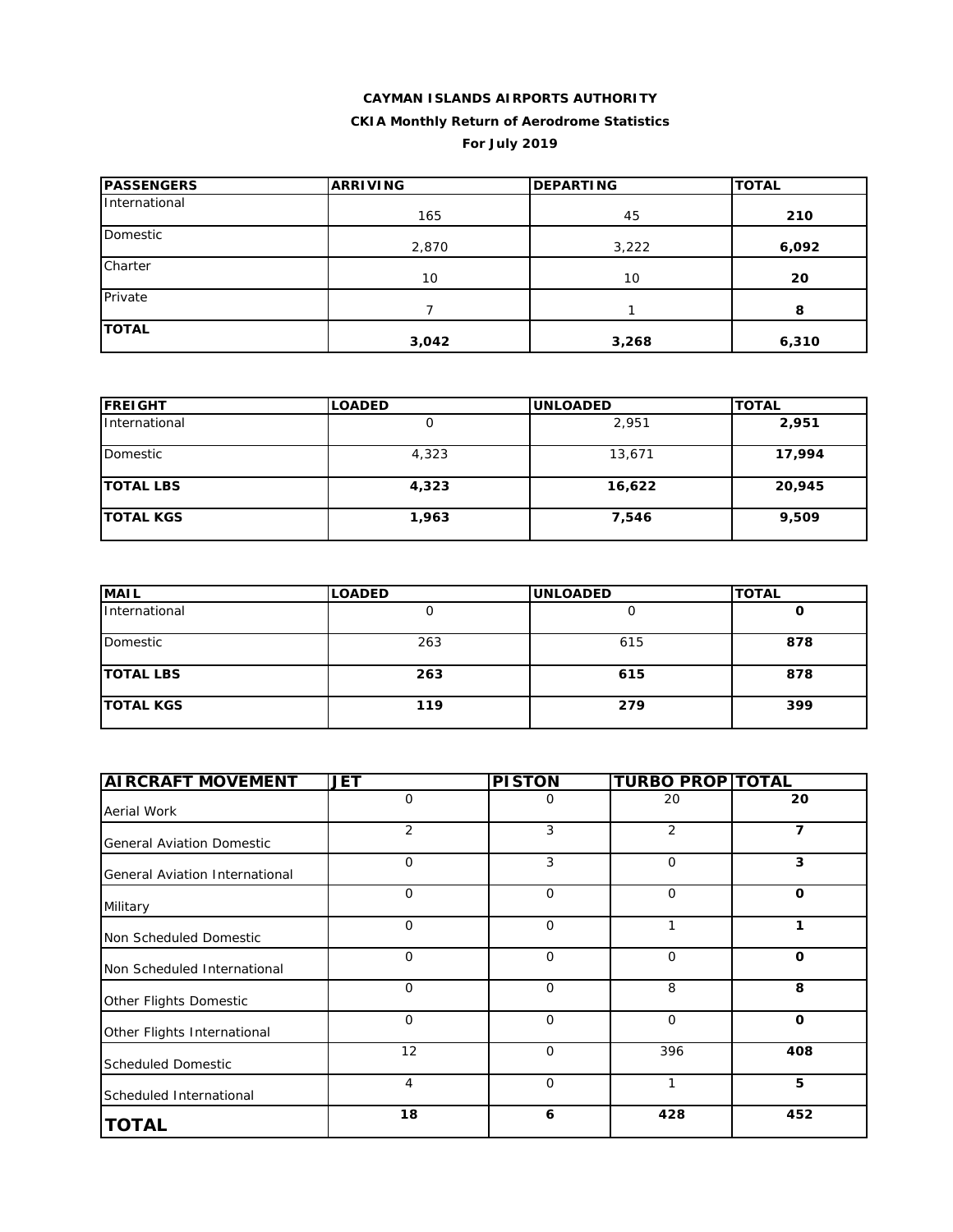**CAYMAN ISLANDS AIRPORTS AUTHORITY**

**CKIA Monthly Return of Aerodrome Statistics**

**For July 2019**

| PASSENGERS | ARRIVING | DEPARTING | TOTAL |
|---|---|---|---|
| International | 165 | 45 | **210** |
| Domestic | 2,870 | 3,222 | **6,092** |
| Charter | 10 | 10 | **20** |
| Private | 7 | 1 | **8** |
| **TOTAL** | **3,042** | **3,268** | **6,310** |

| FREIGHT | LOADED | UNLOADED | TOTAL |
|---|---|---|---|
| International | 0 | 2,951 | **2,951** |
| Domestic | 4,323 | 13,671 | **17,994** |
| **TOTAL LBS** | **4,323** | **16,622** | **20,945** |
| **TOTAL KGS** | **1,963** | **7,546** | **9,509** |

| MAIL | LOADED | UNLOADED | TOTAL |
|---|---|---|---|
| International | 0 | 0 | **0** |
| Domestic | 263 | 615 | **878** |
| **TOTAL LBS** | **263** | **615** | **878** |
| **TOTAL KGS** | **119** | **279** | **399** |

| AIRCRAFT MOVEMENT | JET | PISTON | TURBO PROP | TOTAL |
|---|---|---|---|---|
| Aerial Work | 0 | 0 | 20 | **20** |
| General Aviation Domestic | 2 | 3 | 2 | **7** |
| General Aviation International | 0 | 3 | 0 | **3** |
| Military | 0 | 0 | 0 | **0** |
| Non Scheduled Domestic | 0 | 0 | 1 | **1** |
| Non Scheduled International | 0 | 0 | 0 | **0** |
| Other Flights Domestic | 0 | 0 | 8 | **8** |
| Other Flights International | 0 | 0 | 0 | **0** |
| Scheduled Domestic | 12 | 0 | 396 | **408** |
| Scheduled International | 4 | 0 | 1 | **5** |
| **TOTAL** | **18** | **6** | **428** | **452** |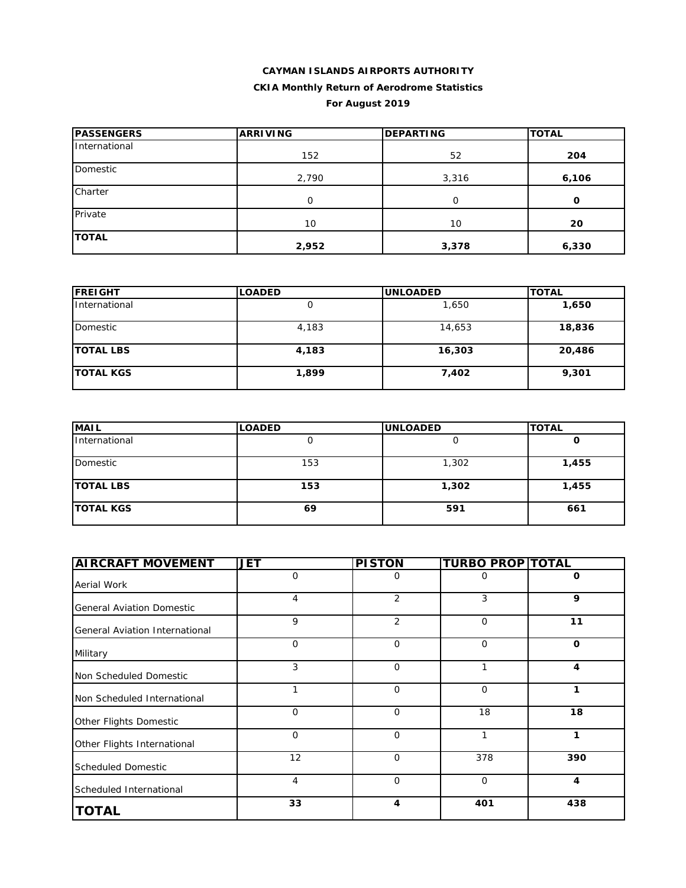**CAYMAN ISLANDS AIRPORTS AUTHORITY**

**CKIA Monthly Return of Aerodrome Statistics**

**For August 2019**

| PASSENGERS | ARRIVING | DEPARTING | TOTAL |
|---|---|---|---|
| International | 152 | 52 | **204** |
| Domestic | 2,790 | 3,316 | **6,106** |
| Charter | 0 | 0 | **0** |
| Private | 10 | 10 | **20** |
| **TOTAL** | **2,952** | **3,378** | **6,330** |

| FREIGHT | LOADED | UNLOADED | TOTAL |
|---|---|---|---|
| International | 0 | 1,650 | **1,650** |
| Domestic | 4,183 | 14,653 | **18,836** |
| **TOTAL LBS** | **4,183** | **16,303** | **20,486** |
| **TOTAL KGS** | **1,899** | **7,402** | **9,301** |

| MAIL | LOADED | UNLOADED | TOTAL |
|---|---|---|---|
| International | 0 | 0 | **0** |
| Domestic | 153 | 1,302 | **1,455** |
| **TOTAL LBS** | **153** | **1,302** | **1,455** |
| **TOTAL KGS** | **69** | **591** | **661** |

| AIRCRAFT MOVEMENT | JET | PISTON | TURBO PROP | TOTAL |
|---|---|---|---|---|
| Aerial Work | 0 | 0 | 0 | **0** |
| General Aviation Domestic | 4 | 2 | 3 | **9** |
| General Aviation International | 9 | 2 | 0 | **11** |
| Military | 0 | 0 | 0 | **0** |
| Non Scheduled Domestic | 3 | 0 | 1 | **4** |
| Non Scheduled International | 1 | 0 | 0 | **1** |
| Other Flights Domestic | 0 | 0 | 18 | **18** |
| Other Flights International | 0 | 0 | 1 | **1** |
| Scheduled Domestic | 12 | 0 | 378 | **390** |
| Scheduled International | 4 | 0 | 0 | **4** |
| **TOTAL** | **33** | **4** | **401** | **438** |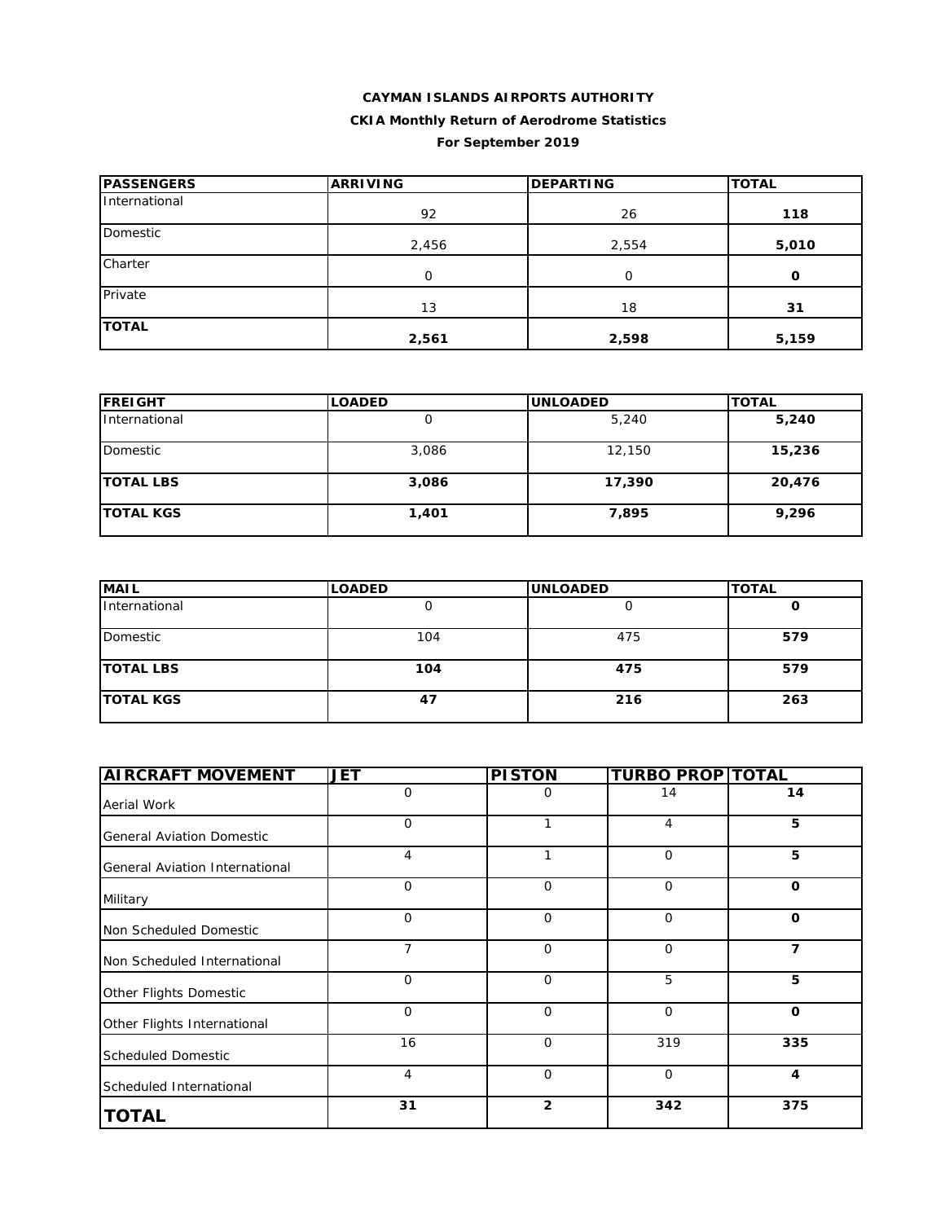**CAYMAN ISLANDS AIRPORTS AUTHORITY**

**CKIA Monthly Return of Aerodrome Statistics**

**For September 2019**

| PASSENGERS | ARRIVING | DEPARTING | TOTAL |
|---|---|---|---|
| International | 92 | 26 | **118** |
| Domestic | 2,456 | 2,554 | **5,010** |
| Charter | 0 | 0 | **0** |
| Private | 13 | 18 | **31** |
| **TOTAL** | **2,561** | **2,598** | **5,159** |

| FREIGHT | LOADED | UNLOADED | TOTAL |
|---|---|---|---|
| International | 0 | 5,240 | **5,240** |
| Domestic | 3,086 | 12,150 | **15,236** |
| **TOTAL LBS** | **3,086** | **17,390** | **20,476** |
| **TOTAL KGS** | **1,401** | **7,895** | **9,296** |

| MAIL | LOADED | UNLOADED | TOTAL |
|---|---|---|---|
| International | 0 | 0 | **0** |
| Domestic | 104 | 475 | **579** |
| **TOTAL LBS** | **104** | **475** | **579** |
| **TOTAL KGS** | **47** | **216** | **263** |

| AIRCRAFT MOVEMENT | JET | PISTON | TURBO PROP | TOTAL |
|---|---|---|---|---|
| Aerial Work | 0 | 0 | 14 | **14** |
| General Aviation Domestic | 0 | 1 | 4 | **5** |
| General Aviation International | 4 | 1 | 0 | **5** |
| Military | 0 | 0 | 0 | **0** |
| Non Scheduled Domestic | 0 | 0 | 0 | **0** |
| Non Scheduled International | 7 | 0 | 0 | **7** |
| Other Flights Domestic | 0 | 0 | 5 | **5** |
| Other Flights International | 0 | 0 | 0 | **0** |
| Scheduled Domestic | 16 | 0 | 319 | **335** |
| Scheduled International | 4 | 0 | 0 | **4** |
| **TOTAL** | **31** | **2** | **342** | **375** |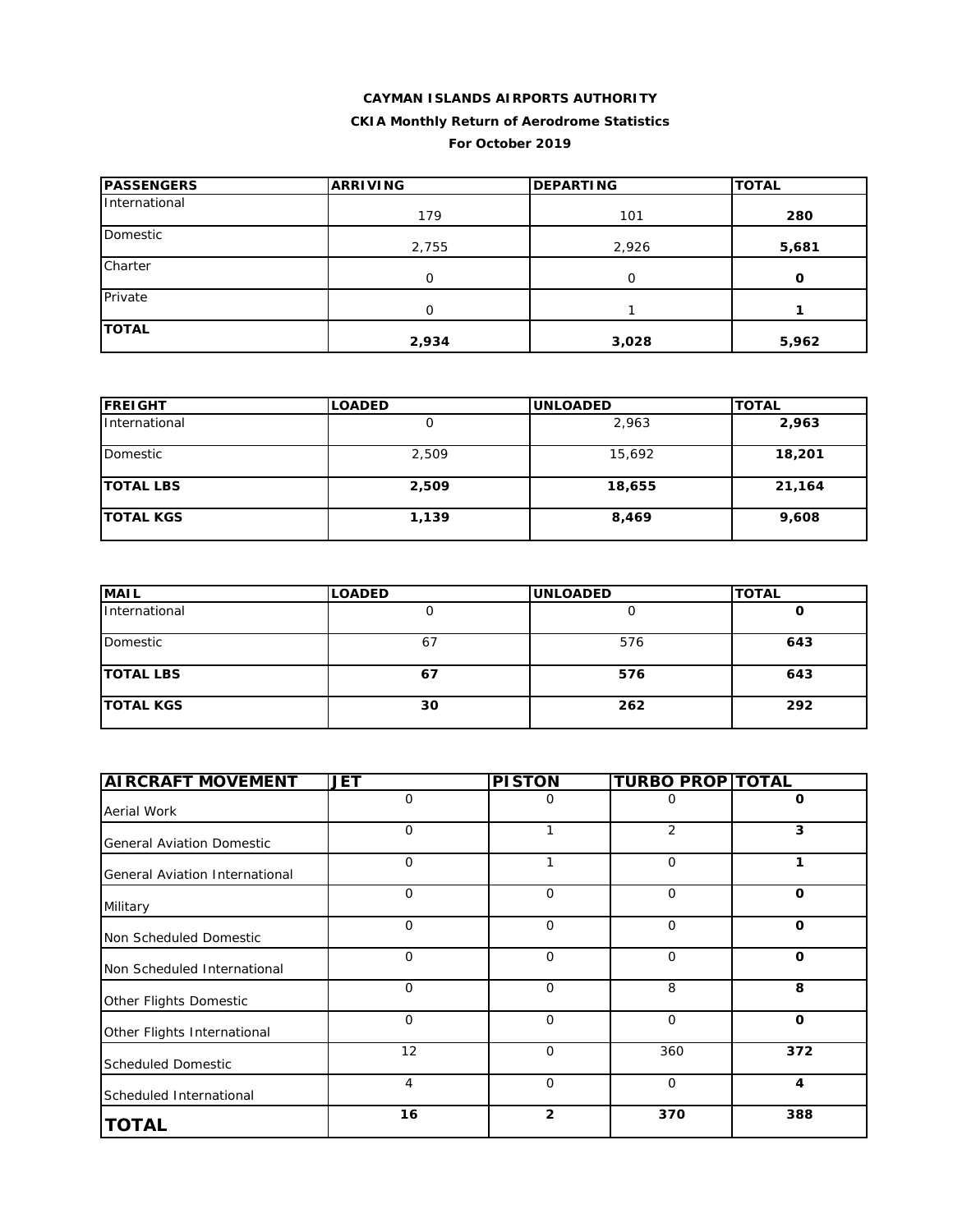**CAYMAN ISLANDS AIRPORTS AUTHORITY**

**CKIA Monthly Return of Aerodrome Statistics**

**For October 2019**

| PASSENGERS | ARRIVING | DEPARTING | TOTAL |
|---|---|---|---|
| International | 179 | 101 | **280** |
| Domestic | 2,755 | 2,926 | **5,681** |
| Charter | 0 | 0 | **0** |
| Private | 0 | 1 | **1** |
| **TOTAL** | **2,934** | **3,028** | **5,962** |

| FREIGHT | LOADED | UNLOADED | TOTAL |
|---|---|---|---|
| International | 0 | 2,963 | **2,963** |
| Domestic | 2,509 | 15,692 | **18,201** |
| **TOTAL LBS** | **2,509** | **18,655** | **21,164** |
| **TOTAL KGS** | **1,139** | **8,469** | **9,608** |

| MAIL | LOADED | UNLOADED | TOTAL |
|---|---|---|---|
| International | 0 | 0 | **0** |
| Domestic | 67 | 576 | **643** |
| **TOTAL LBS** | **67** | **576** | **643** |
| **TOTAL KGS** | **30** | **262** | **292** |

| AIRCRAFT MOVEMENT | JET | PISTON | TURBO PROP | TOTAL |
|---|---|---|---|---|
| Aerial Work | 0 | 0 | 0 | **0** |
| General Aviation Domestic | 0 | 1 | 2 | **3** |
| General Aviation International | 0 | 1 | 0 | **1** |
| Military | 0 | 0 | 0 | **0** |
| Non Scheduled Domestic | 0 | 0 | 0 | **0** |
| Non Scheduled International | 0 | 0 | 0 | **0** |
| Other Flights Domestic | 0 | 0 | 8 | **8** |
| Other Flights International | 0 | 0 | 0 | **0** |
| Scheduled Domestic | 12 | 0 | 360 | **372** |
| Scheduled International | 4 | 0 | 0 | **4** |
| **TOTAL** | **16** | **2** | **370** | **388** |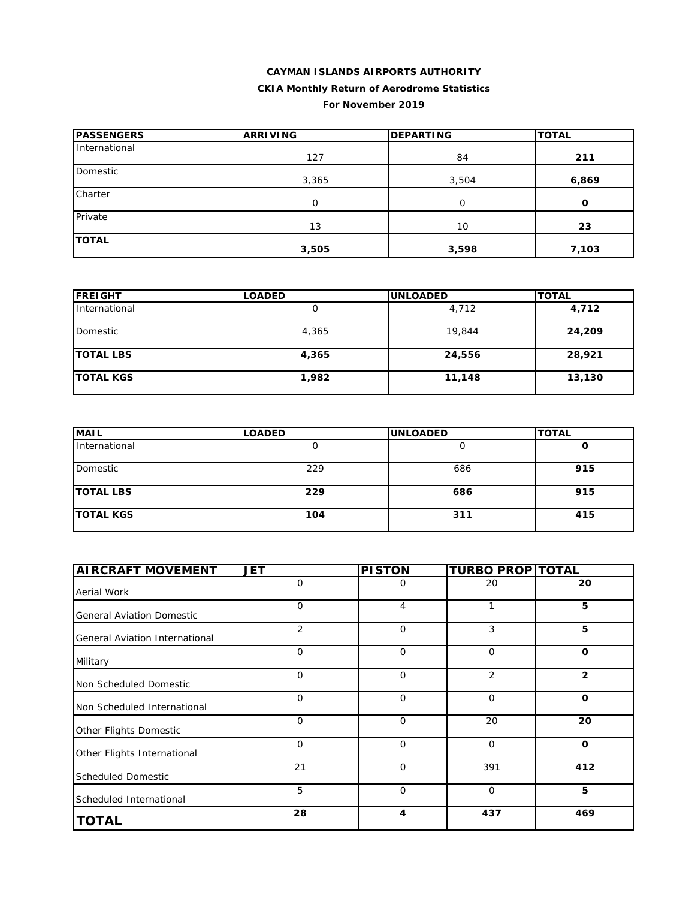**CAYMAN ISLANDS AIRPORTS AUTHORITY**

**CKIA Monthly Return of Aerodrome Statistics**

**For November 2019**

| PASSENGERS | ARRIVING | DEPARTING | TOTAL |
|---|---|---|---|
| International | 127 | 84 | **211** |
| Domestic | 3,365 | 3,504 | **6,869** |
| Charter | 0 | 0 | **0** |
| Private | 13 | 10 | **23** |
| **TOTAL** | **3,505** | **3,598** | **7,103** |

| FREIGHT | LOADED | UNLOADED | TOTAL |
|---|---|---|---|
| International | 0 | 4,712 | **4,712** |
| Domestic | 4,365 | 19,844 | **24,209** |
| **TOTAL LBS** | **4,365** | **24,556** | **28,921** |
| **TOTAL KGS** | **1,982** | **11,148** | **13,130** |

| MAIL | LOADED | UNLOADED | TOTAL |
|---|---|---|---|
| International | 0 | 0 | **0** |
| Domestic | 229 | 686 | **915** |
| **TOTAL LBS** | **229** | **686** | **915** |
| **TOTAL KGS** | **104** | **311** | **415** |

| AIRCRAFT MOVEMENT | JET | PISTON | TURBO PROP | TOTAL |
|---|---|---|---|---|
| Aerial Work | 0 | 0 | 20 | **20** |
| General Aviation Domestic | 0 | 4 | 1 | **5** |
| General Aviation International | 2 | 0 | 3 | **5** |
| Military | 0 | 0 | 0 | **0** |
| Non Scheduled Domestic | 0 | 0 | 2 | **2** |
| Non Scheduled International | 0 | 0 | 0 | **0** |
| Other Flights Domestic | 0 | 0 | 20 | **20** |
| Other Flights International | 0 | 0 | 0 | **0** |
| Scheduled Domestic | 21 | 0 | 391 | **412** |
| Scheduled International | 5 | 0 | 0 | **5** |
| **TOTAL** | **28** | **4** | **437** | **469** |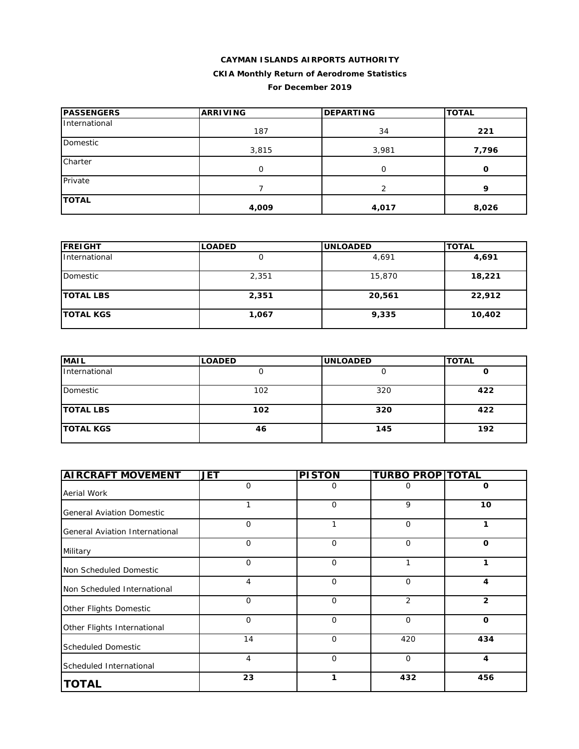**CAYMAN ISLANDS AIRPORTS AUTHORITY**

**CKIA Monthly Return of Aerodrome Statistics**

**For December 2019**

| PASSENGERS | ARRIVING | DEPARTING | TOTAL |
|---|---|---|---|
| International | 187 | 34 | **221** |
| Domestic | 3,815 | 3,981 | **7,796** |
| Charter | 0 | 0 | **0** |
| Private | 7 | 2 | **9** |
| **TOTAL** | **4,009** | **4,017** | **8,026** |

| FREIGHT | LOADED | UNLOADED | TOTAL |
|---|---|---|---|
| International | 0 | 4,691 | **4,691** |
| Domestic | 2,351 | 15,870 | **18,221** |
| **TOTAL LBS** | **2,351** | **20,561** | **22,912** |
| **TOTAL KGS** | **1,067** | **9,335** | **10,402** |

| MAIL | LOADED | UNLOADED | TOTAL |
|---|---|---|---|
| International | 0 | 0 | **0** |
| Domestic | 102 | 320 | **422** |
| **TOTAL LBS** | **102** | **320** | **422** |
| **TOTAL KGS** | **46** | **145** | **192** |

| AIRCRAFT MOVEMENT | JET | PISTON | TURBO PROP | TOTAL |
|---|---|---|---|---|
| Aerial Work | 0 | 0 | 0 | **0** |
| General Aviation Domestic | 1 | 0 | 9 | **10** |
| General Aviation International | 0 | 1 | 0 | **1** |
| Military | 0 | 0 | 0 | **0** |
| Non Scheduled Domestic | 0 | 0 | 1 | **1** |
| Non Scheduled International | 4 | 0 | 0 | **4** |
| Other Flights Domestic | 0 | 0 | 2 | **2** |
| Other Flights International | 0 | 0 | 0 | **0** |
| Scheduled Domestic | 14 | 0 | 420 | **434** |
| Scheduled International | 4 | 0 | 0 | **4** |
| **TOTAL** | **23** | **1** | **432** | **456** |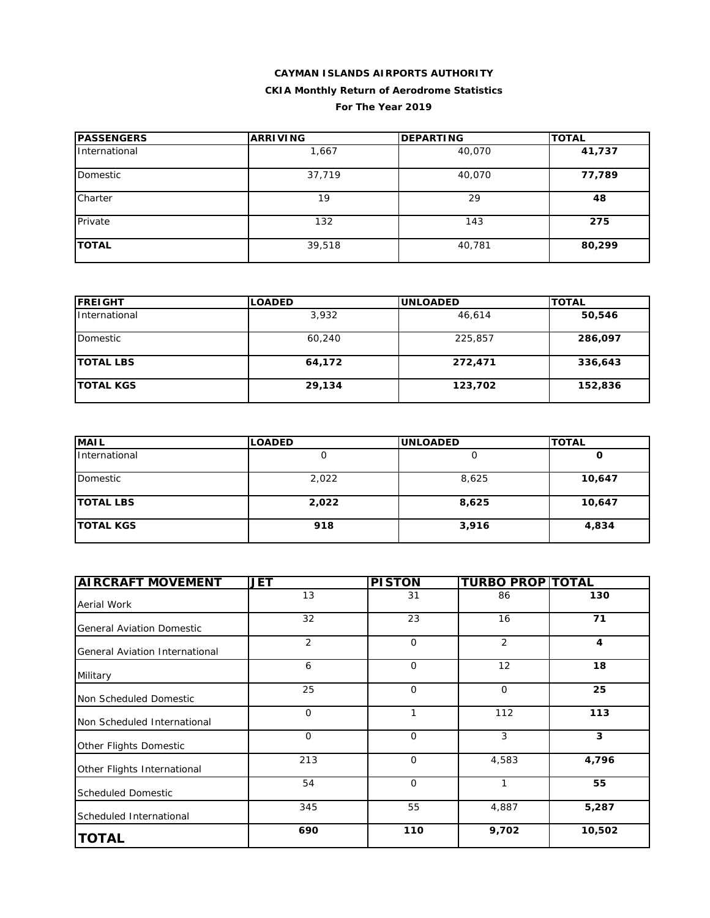**CAYMAN ISLANDS AIRPORTS AUTHORITY**

**CKIA Monthly Return of Aerodrome Statistics**

**For The Year 2019**

| PASSENGERS | ARRIVING | DEPARTING | TOTAL |
|---|---|---|---|
| International | 1,667 | 40,070 | **41,737** |
| Domestic | 37,719 | 40,070 | **77,789** |
| Charter | 19 | 29 | **48** |
| Private | 132 | 143 | **275** |
| **TOTAL** | 39,518 | 40,781 | **80,299** |

| FREIGHT | LOADED | UNLOADED | TOTAL |
|---|---|---|---|
| International | 3,932 | 46,614 | **50,546** |
| Domestic | 60,240 | 225,857 | **286,097** |
| **TOTAL LBS** | **64,172** | **272,471** | **336,643** |
| **TOTAL KGS** | **29,134** | **123,702** | **152,836** |

| MAIL | LOADED | UNLOADED | TOTAL |
|---|---|---|---|
| International | 0 | 0 | **0** |
| Domestic | 2,022 | 8,625 | **10,647** |
| **TOTAL LBS** | **2,022** | **8,625** | **10,647** |
| **TOTAL KGS** | **918** | **3,916** | **4,834** |

| AIRCRAFT MOVEMENT | JET | PISTON | TURBO PROP | TOTAL |
|---|---|---|---|---|
| Aerial Work | 13 | 31 | 86 | **130** |
| General Aviation Domestic | 32 | 23 | 16 | **71** |
| General Aviation International | 2 | 0 | 2 | **4** |
| Military | 6 | 0 | 12 | **18** |
| Non Scheduled Domestic | 25 | 0 | 0 | **25** |
| Non Scheduled International | 0 | 1 | 112 | **113** |
| Other Flights Domestic | 0 | 0 | 3 | **3** |
| Other Flights International | 213 | 0 | 4,583 | **4,796** |
| Scheduled Domestic | 54 | 0 | 1 | **55** |
| Scheduled International | 345 | 55 | 4,887 | **5,287** |
| **TOTAL** | **690** | **110** | **9,702** | **10,502** |